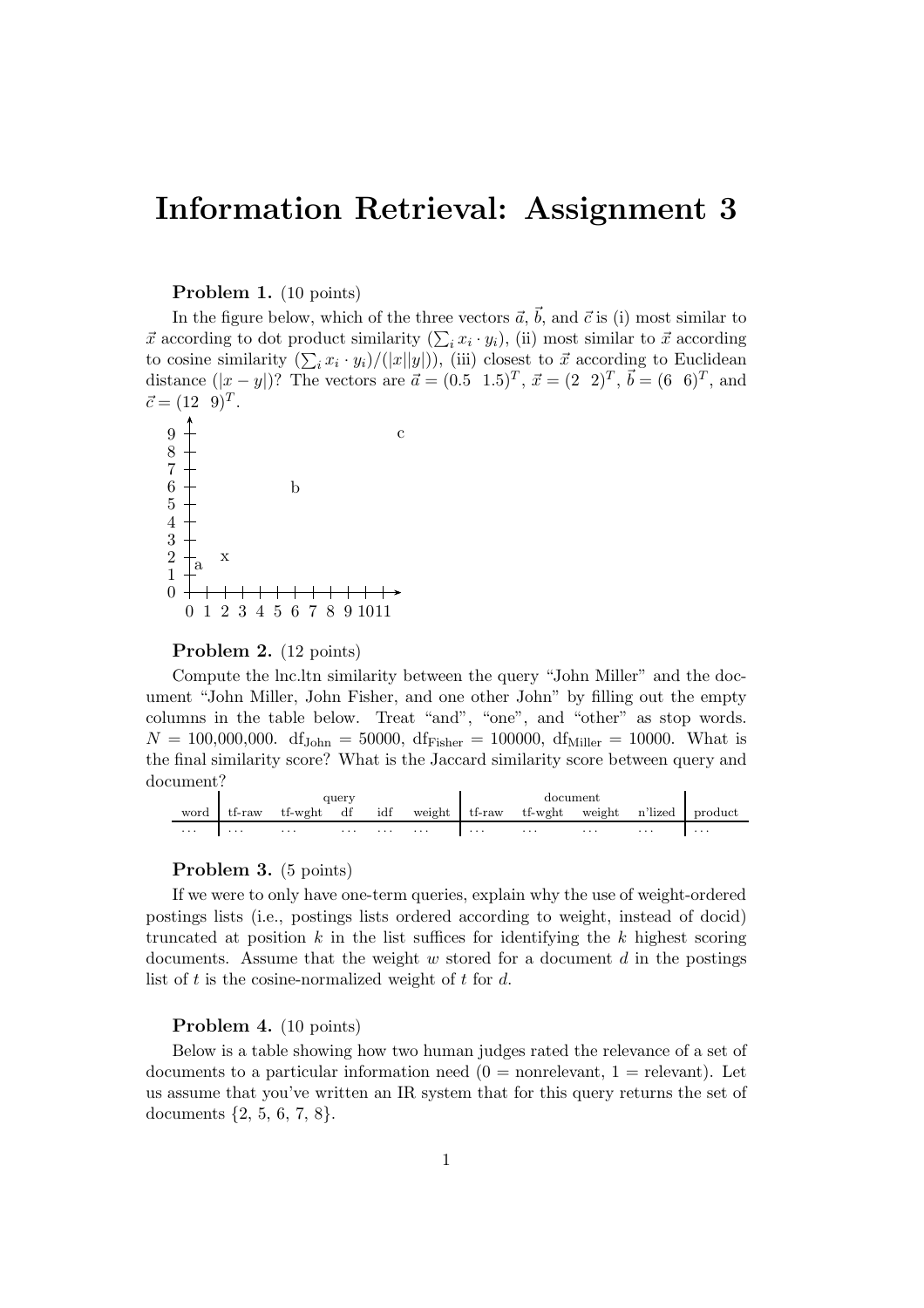# Information Retrieval: Assignment 3

**Problem 1.** (10 points)

In the figure below, which of the three vectors $\vec{a}$, $\vec{b}$, and $\vec{c}$ is (i) most similar to $\vec{x}$ according to dot product similarity ($\sum_i x_i \cdot y_i$), (ii) most similar to $\vec{x}$ according to cosine similarity ($\sum_i x_i \cdot y_i)/(|x||y|)$), (iii) closest to $\vec{x}$ according to Euclidean distance ($|x - y|$)? The vectors are $\vec{a} = (0.5 \;\; 1.5)^T$, $\vec{x} = (2 \;\; 2)^T$, $\vec{b} = (6 \;\; 6)^T$, and $\vec{c} = (12 \;\; 9)^T$.

**Problem 2.** (12 points)

Compute the lnc.ltn similarity between the query "John Miller" and the document "John Miller, John Fisher, and one other John" by filling out the empty columns in the table below. Treat "and", "one", and "other" as stop words. $N = 100{,}000{,}000$. $\text{df}_{\text{John}} = 50000$, $\text{df}_{\text{Fisher}} = 100000$, $\text{df}_{\text{Miller}} = 10000$. What is the final similarity score? What is the Jaccard similarity score between query and document?

| | query | | | | | document | | | | |
|---|---|---|---|---|---|---|---|---|---|---|
| word | tf-raw | tf-wght | df | idf | weight | tf-raw | tf-wght | weight | n'lized | product |
| ... | ... | ... | ... | ... | ... | ... | ... | ... | ... | ... |

**Problem 3.** (5 points)

If we were to only have one-term queries, explain why the use of weight-ordered postings lists (i.e., postings lists ordered according to weight, instead of docid) truncated at position $k$ in the list suffices for identifying the $k$ highest scoring documents. Assume that the weight $w$ stored for a document $d$ in the postings list of $t$ is the cosine-normalized weight of $t$ for $d$.

**Problem 4.** (10 points)

Below is a table showing how two human judges rated the relevance of a set of documents to a particular information need (0 = nonrelevant, 1 = relevant). Let us assume that you've written an IR system that for this query returns the set of documents {2, 5, 6, 7, 8}.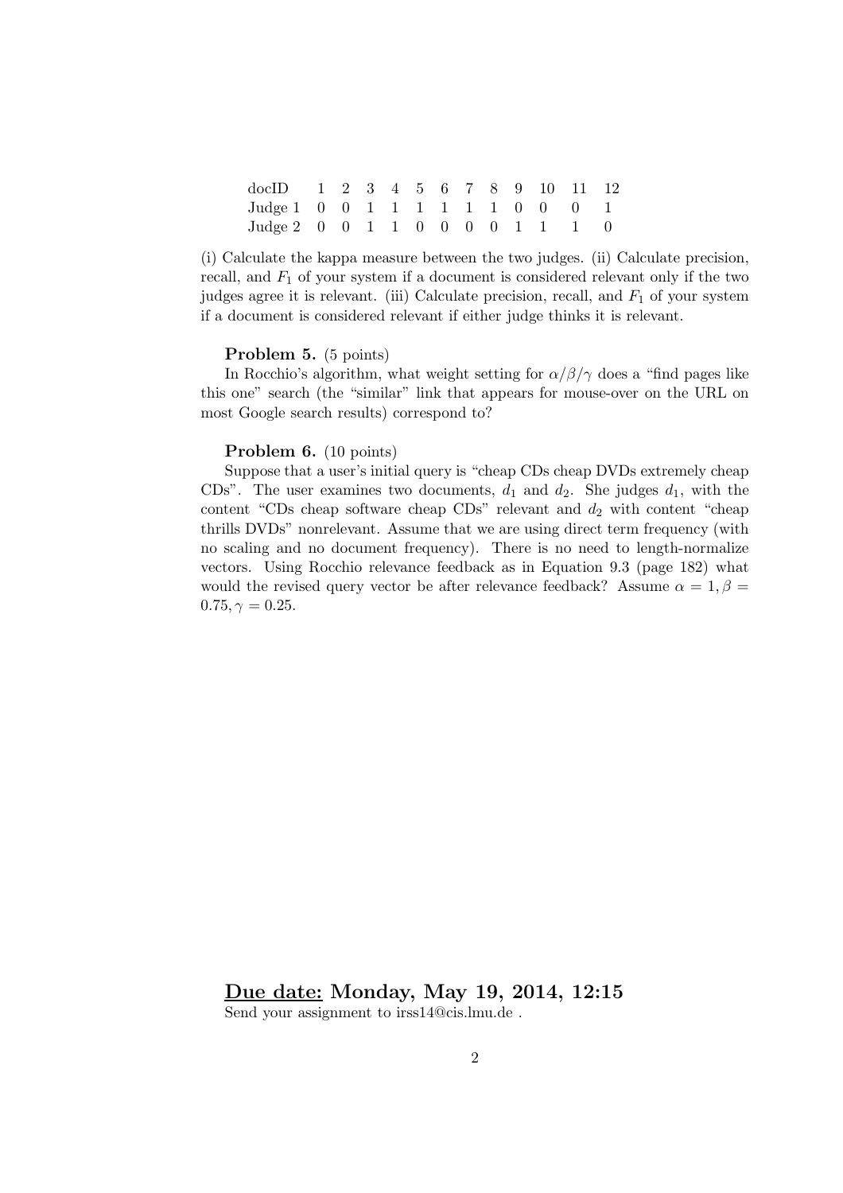| docID | 1 | 2 | 3 | 4 | 5 | 6 | 7 | 8 | 9 | 10 | 11 | 12 |
|---|---|---|---|---|---|---|---|---|---|---|---|---|
| Judge 1 | 0 | 0 | 1 | 1 | 1 | 1 | 1 | 1 | 0 | 0 | 0 | 1 |
| Judge 2 | 0 | 0 | 1 | 1 | 0 | 0 | 0 | 0 | 1 | 1 | 1 | 0 |

(i) Calculate the kappa measure between the two judges. (ii) Calculate precision, recall, and $F_1$ of your system if a document is considered relevant only if the two judges agree it is relevant. (iii) Calculate precision, recall, and $F_1$ of your system if a document is considered relevant if either judge thinks it is relevant.

**Problem 5.** (5 points)

In Rocchio's algorithm, what weight setting for $\alpha/\beta/\gamma$ does a "find pages like this one" search (the "similar" link that appears for mouse-over on the URL on most Google search results) correspond to?

**Problem 6.** (10 points)

Suppose that a user's initial query is "cheap CDs cheap DVDs extremely cheap CDs". The user examines two documents, $d_1$ and $d_2$. She judges $d_1$, with the content "CDs cheap software cheap CDs" relevant and $d_2$ with content "cheap thrills DVDs" nonrelevant. Assume that we are using direct term frequency (with no scaling and no document frequency). There is no need to length-normalize vectors. Using Rocchio relevance feedback as in Equation 9.3 (page 182) what would the revised query vector be after relevance feedback? Assume $\alpha = 1, \beta = 0.75, \gamma = 0.25$.

**<u>Due date:</u> Monday, May 19, 2014, 12:15**

Send your assignment to irss14@cis.lmu.de .